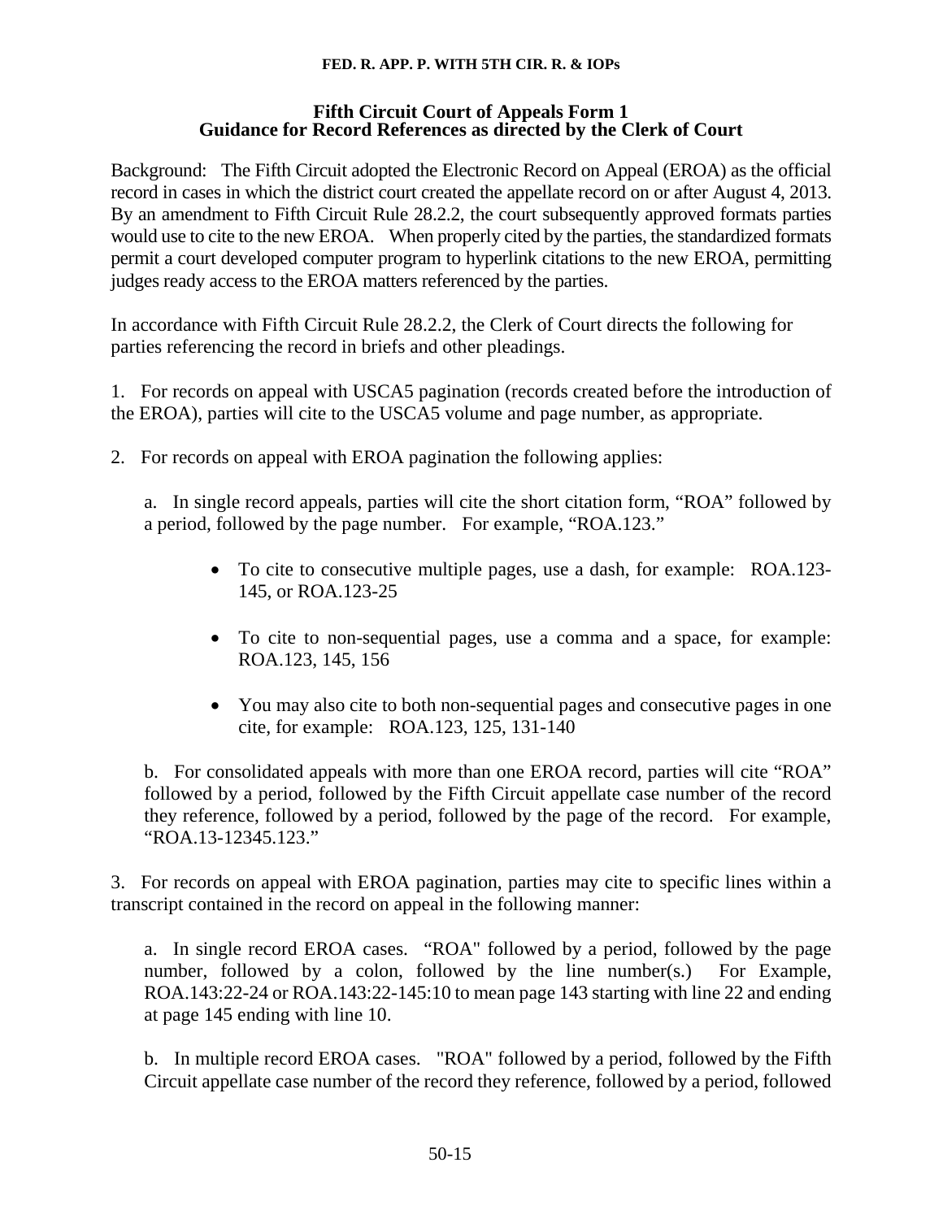## Fifth Circuit Court of Appeals Form 1
## Guidance for Record References as directed by the Clerk of Court

Background: The Fifth Circuit adopted the Electronic Record on Appeal (EROA) as the official record in cases in which the district court created the appellate record on or after August 4, 2013. By an amendment to Fifth Circuit Rule 28.2.2, the court subsequently approved formats parties would use to cite to the new EROA. When properly cited by the parties, the standardized formats permit a court developed computer program to hyperlink citations to the new EROA, permitting judges ready access to the EROA matters referenced by the parties.

In accordance with Fifth Circuit Rule 28.2.2, the Clerk of Court directs the following for parties referencing the record in briefs and other pleadings.

1. For records on appeal with USCA5 pagination (records created before the introduction of the EROA), parties will cite to the USCA5 volume and page number, as appropriate.

2. For records on appeal with EROA pagination the following applies:

   a. In single record appeals, parties will cite the short citation form, "ROA" followed by a period, followed by the page number. For example, "ROA.123."

   - To cite to consecutive multiple pages, use a dash, for example: ROA.123-145, or ROA.123-25
   - To cite to non-sequential pages, use a comma and a space, for example: ROA.123, 145, 156
   - You may also cite to both non-sequential pages and consecutive pages in one cite, for example: ROA.123, 125, 131-140

   b. For consolidated appeals with more than one EROA record, parties will cite "ROA" followed by a period, followed by the Fifth Circuit appellate case number of the record they reference, followed by a period, followed by the page of the record. For example, "ROA.13-12345.123."

3. For records on appeal with EROA pagination, parties may cite to specific lines within a transcript contained in the record on appeal in the following manner:

   a. In single record EROA cases. "ROA" followed by a period, followed by the page number, followed by a colon, followed by the line number(s.) For Example, ROA.143:22-24 or ROA.143:22-145:10 to mean page 143 starting with line 22 and ending at page 145 ending with line 10.

   b. In multiple record EROA cases. "ROA" followed by a period, followed by the Fifth Circuit appellate case number of the record they reference, followed by a period, followed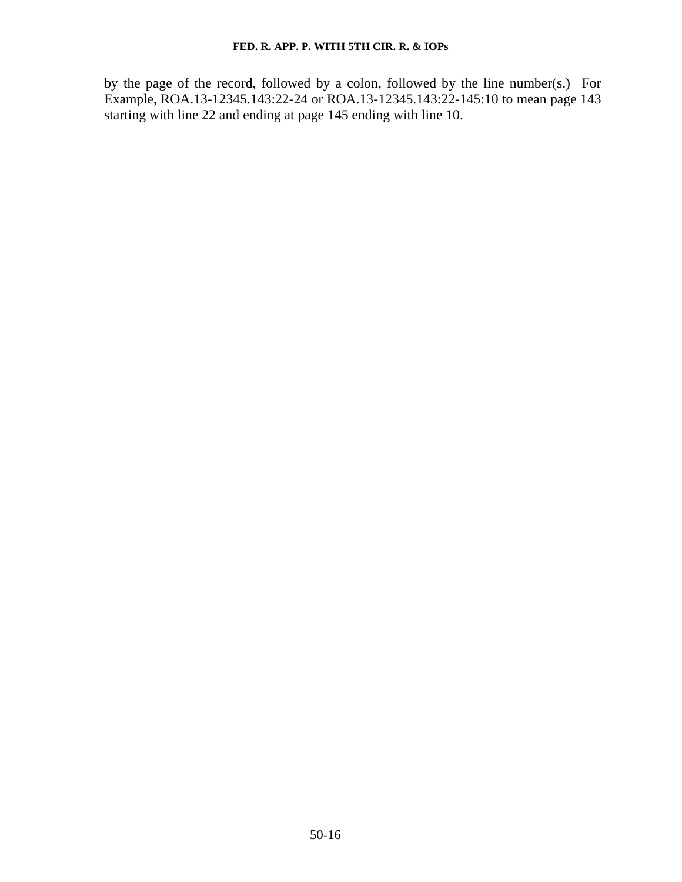by the page of the record, followed by a colon, followed by the line number(s.) For Example, ROA.13-12345.143:22-24 or ROA.13-12345.143:22-145:10 to mean page 143 starting with line 22 and ending at page 145 ending with line 10.